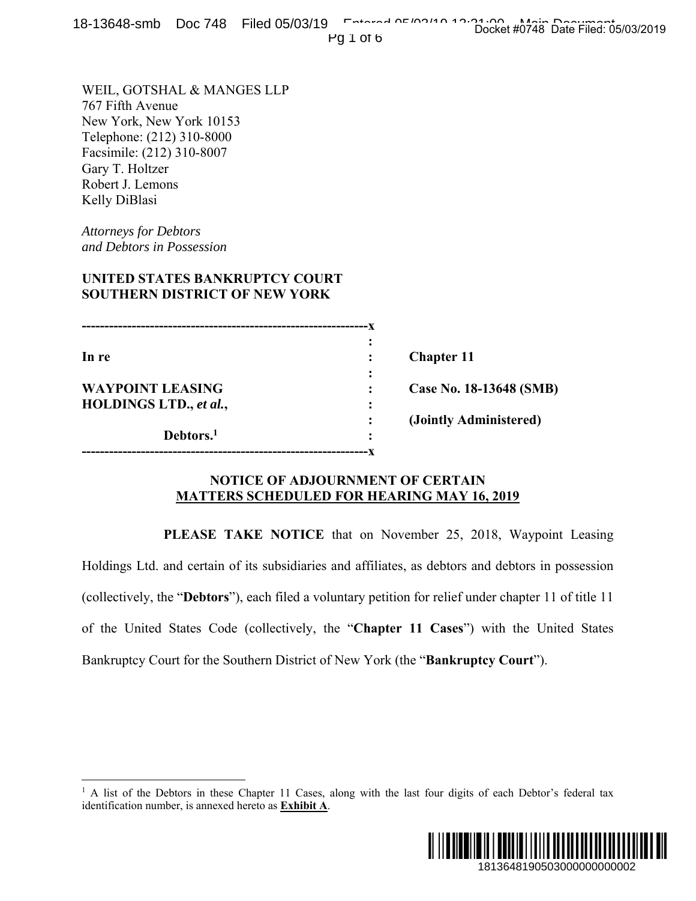WEIL, GOTSHAL & MANGES LLP
767 Fifth Avenue
New York, New York 10153
Telephone: (212) 310-8000
Facsimile: (212) 310-8007
Gary T. Holtzer
Robert J. Lemons
Kelly DiBlasi

*Attorneys for Debtors*
*and Debtors in Possession*

**UNITED STATES BANKRUPTCY COURT**
**SOUTHERN DISTRICT OF NEW YORK**

| | | |
|---|---|---|
| **In re** | : | **Chapter 11** |
| **WAYPOINT LEASING HOLDINGS LTD.,** ***et al.*****,** | : | **Case No. 18-13648 (SMB)** |
| | : | **(Jointly Administered)** |
| **Debtors.**[1] | : | |

## NOTICE OF ADJOURNMENT OF CERTAIN MATTERS SCHEDULED FOR HEARING MAY 16, 2019

**PLEASE TAKE NOTICE** that on November 25, 2018, Waypoint Leasing Holdings Ltd. and certain of its subsidiaries and affiliates, as debtors and debtors in possession (collectively, the "**Debtors**"), each filed a voluntary petition for relief under chapter 11 of title 11 of the United States Code (collectively, the "**Chapter 11 Cases**") with the United States Bankruptcy Court for the Southern District of New York (the "**Bankruptcy Court**").

[1] A list of the Debtors in these Chapter 11 Cases, along with the last four digits of each Debtor's federal tax identification number, is annexed hereto as **Exhibit A**.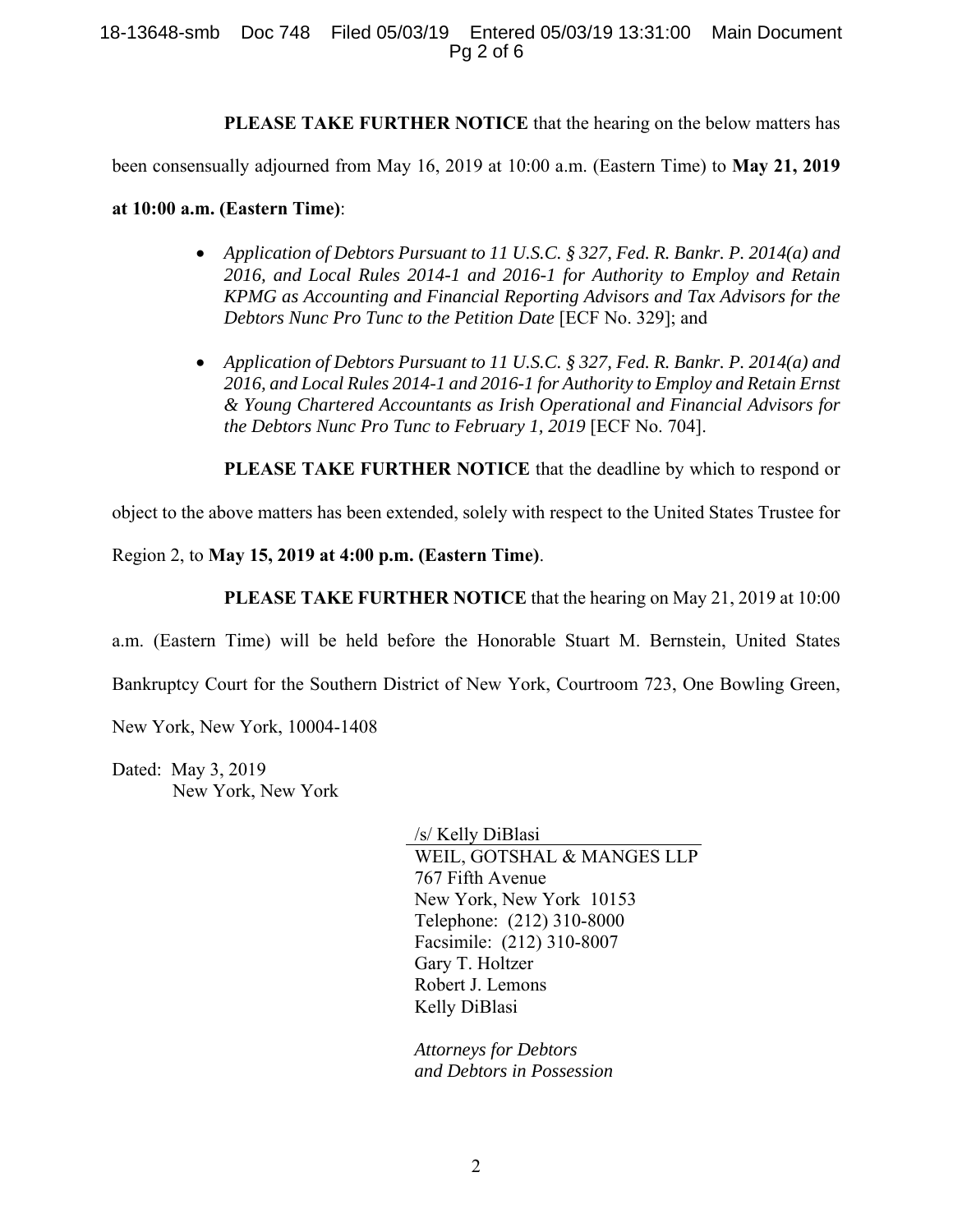**PLEASE TAKE FURTHER NOTICE** that the hearing on the below matters has been consensually adjourned from May 16, 2019 at 10:00 a.m. (Eastern Time) to **May 21, 2019 at 10:00 a.m. (Eastern Time)**:

- *Application of Debtors Pursuant to 11 U.S.C. § 327, Fed. R. Bankr. P. 2014(a) and 2016, and Local Rules 2014-1 and 2016-1 for Authority to Employ and Retain KPMG as Accounting and Financial Reporting Advisors and Tax Advisors for the Debtors Nunc Pro Tunc to the Petition Date* [ECF No. 329]; and

- *Application of Debtors Pursuant to 11 U.S.C. § 327, Fed. R. Bankr. P. 2014(a) and 2016, and Local Rules 2014-1 and 2016-1 for Authority to Employ and Retain Ernst & Young Chartered Accountants as Irish Operational and Financial Advisors for the Debtors Nunc Pro Tunc to February 1, 2019* [ECF No. 704].

**PLEASE TAKE FURTHER NOTICE** that the deadline by which to respond or object to the above matters has been extended, solely with respect to the United States Trustee for Region 2, to **May 15, 2019 at 4:00 p.m. (Eastern Time)**.

**PLEASE TAKE FURTHER NOTICE** that the hearing on May 21, 2019 at 10:00 a.m. (Eastern Time) will be held before the Honorable Stuart M. Bernstein, United States Bankruptcy Court for the Southern District of New York, Courtroom 723, One Bowling Green, New York, New York, 10004-1408

Dated: May 3, 2019
New York, New York

/s/ Kelly DiBlasi
WEIL, GOTSHAL & MANGES LLP
767 Fifth Avenue
New York, New York 10153
Telephone: (212) 310-8000
Facsimile: (212) 310-8007
Gary T. Holtzer
Robert J. Lemons
Kelly DiBlasi

*Attorneys for Debtors and Debtors in Possession*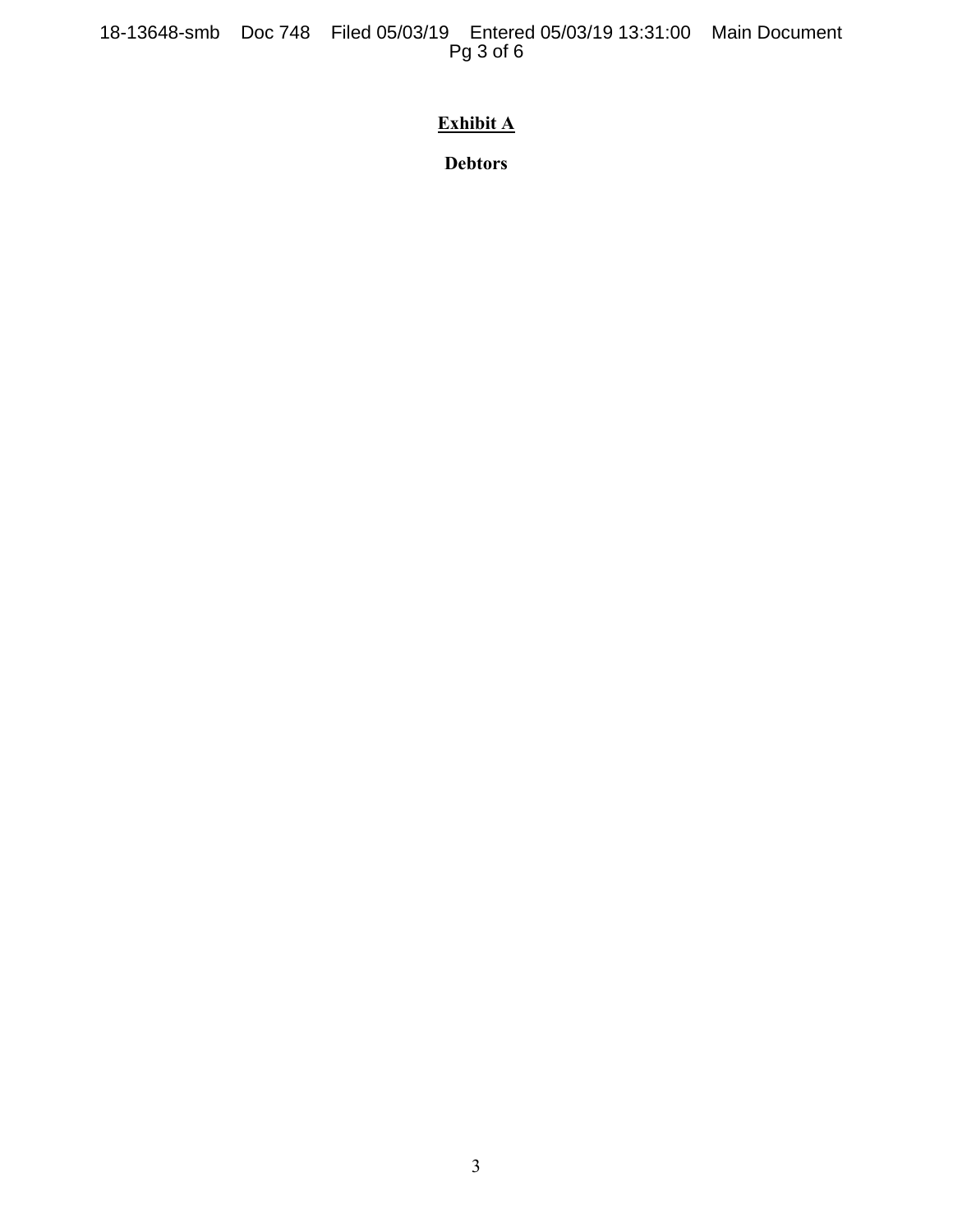**Exhibit A**

**Debtors**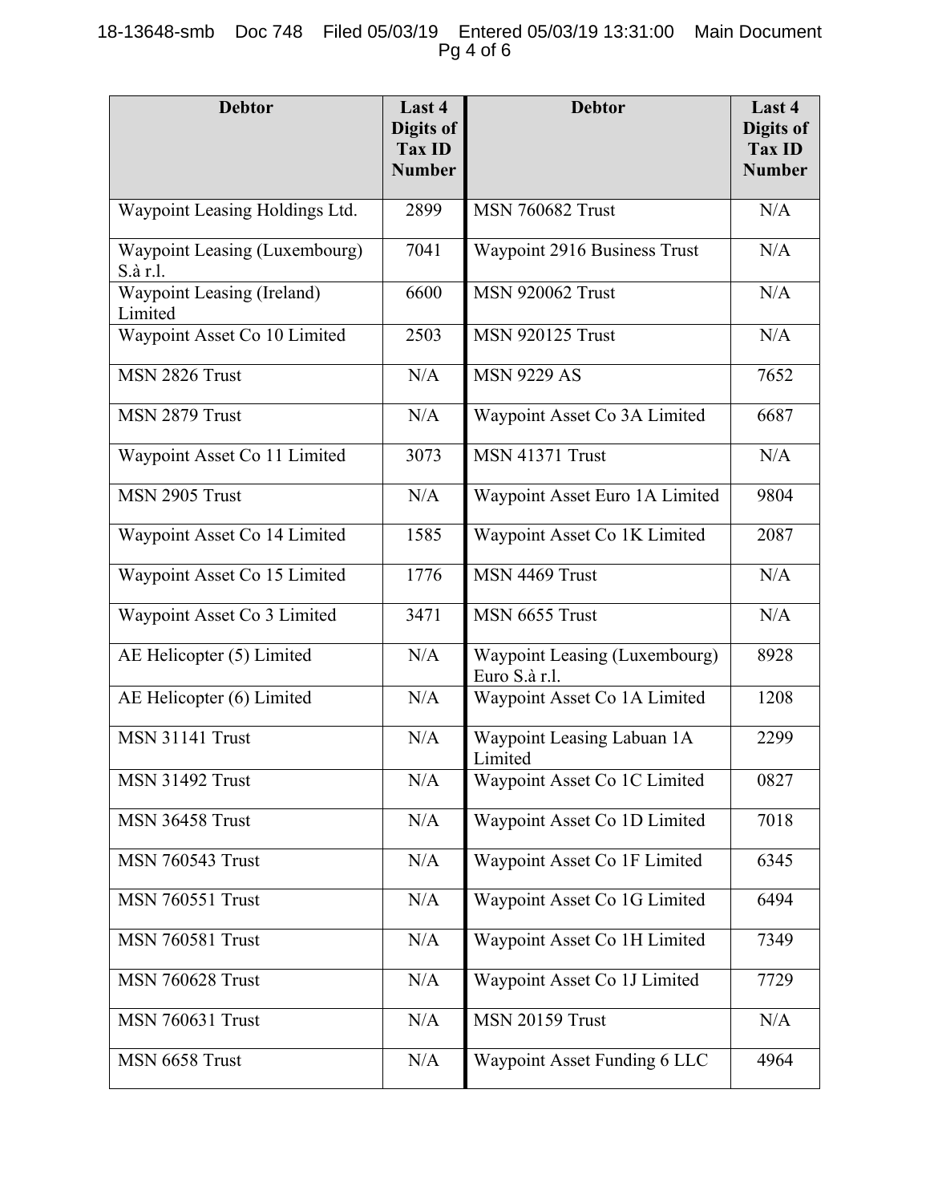| Debtor | Last 4 Digits of Tax ID Number | Debtor | Last 4 Digits of Tax ID Number |
|---|---|---|---|
| Waypoint Leasing Holdings Ltd. | 2899 | MSN 760682 Trust | N/A |
| Waypoint Leasing (Luxembourg) S.à r.l. | 7041 | Waypoint 2916 Business Trust | N/A |
| Waypoint Leasing (Ireland) Limited | 6600 | MSN 920062 Trust | N/A |
| Waypoint Asset Co 10 Limited | 2503 | MSN 920125 Trust | N/A |
| MSN 2826 Trust | N/A | MSN 9229 AS | 7652 |
| MSN 2879 Trust | N/A | Waypoint Asset Co 3A Limited | 6687 |
| Waypoint Asset Co 11 Limited | 3073 | MSN 41371 Trust | N/A |
| MSN 2905 Trust | N/A | Waypoint Asset Euro 1A Limited | 9804 |
| Waypoint Asset Co 14 Limited | 1585 | Waypoint Asset Co 1K Limited | 2087 |
| Waypoint Asset Co 15 Limited | 1776 | MSN 4469 Trust | N/A |
| Waypoint Asset Co 3 Limited | 3471 | MSN 6655 Trust | N/A |
| AE Helicopter (5) Limited | N/A | Waypoint Leasing (Luxembourg) Euro S.à r.l. | 8928 |
| AE Helicopter (6) Limited | N/A | Waypoint Asset Co 1A Limited | 1208 |
| MSN 31141 Trust | N/A | Waypoint Leasing Labuan 1A Limited | 2299 |
| MSN 31492 Trust | N/A | Waypoint Asset Co 1C Limited | 0827 |
| MSN 36458 Trust | N/A | Waypoint Asset Co 1D Limited | 7018 |
| MSN 760543 Trust | N/A | Waypoint Asset Co 1F Limited | 6345 |
| MSN 760551 Trust | N/A | Waypoint Asset Co 1G Limited | 6494 |
| MSN 760581 Trust | N/A | Waypoint Asset Co 1H Limited | 7349 |
| MSN 760628 Trust | N/A | Waypoint Asset Co 1J Limited | 7729 |
| MSN 760631 Trust | N/A | MSN 20159 Trust | N/A |
| MSN 6658 Trust | N/A | Waypoint Asset Funding 6 LLC | 4964 |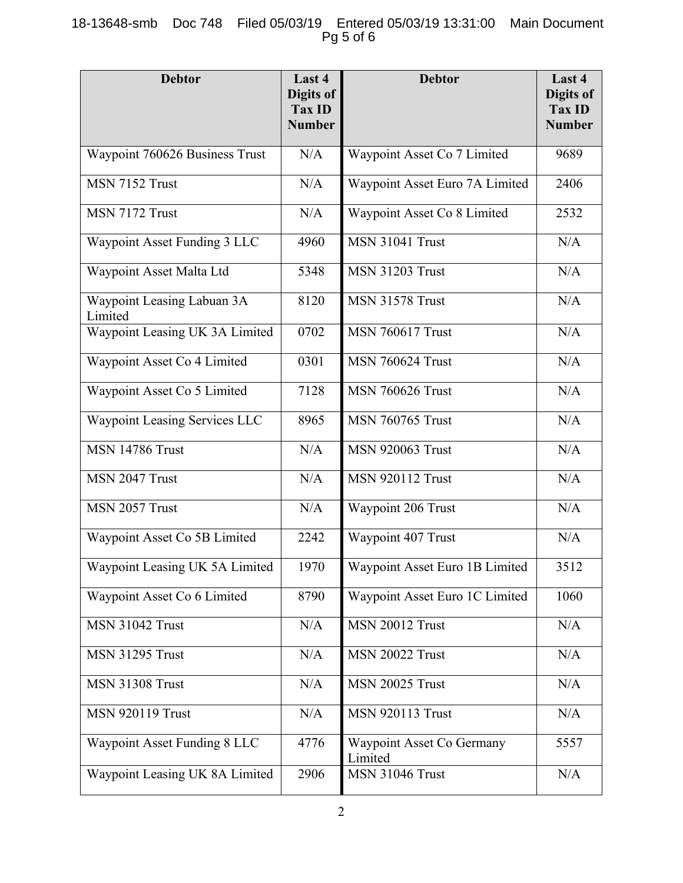| Debtor | Last 4 Digits of Tax ID Number | Debtor | Last 4 Digits of Tax ID Number |
|---|---|---|---|
| Waypoint 760626 Business Trust | N/A | Waypoint Asset Co 7 Limited | 9689 |
| MSN 7152 Trust | N/A | Waypoint Asset Euro 7A Limited | 2406 |
| MSN 7172 Trust | N/A | Waypoint Asset Co 8 Limited | 2532 |
| Waypoint Asset Funding 3 LLC | 4960 | MSN 31041 Trust | N/A |
| Waypoint Asset Malta Ltd | 5348 | MSN 31203 Trust | N/A |
| Waypoint Leasing Labuan 3A Limited | 8120 | MSN 31578 Trust | N/A |
| Waypoint Leasing UK 3A Limited | 0702 | MSN 760617 Trust | N/A |
| Waypoint Asset Co 4 Limited | 0301 | MSN 760624 Trust | N/A |
| Waypoint Asset Co 5 Limited | 7128 | MSN 760626 Trust | N/A |
| Waypoint Leasing Services LLC | 8965 | MSN 760765 Trust | N/A |
| MSN 14786 Trust | N/A | MSN 920063 Trust | N/A |
| MSN 2047 Trust | N/A | MSN 920112 Trust | N/A |
| MSN 2057 Trust | N/A | Waypoint 206 Trust | N/A |
| Waypoint Asset Co 5B Limited | 2242 | Waypoint 407 Trust | N/A |
| Waypoint Leasing UK 5A Limited | 1970 | Waypoint Asset Euro 1B Limited | 3512 |
| Waypoint Asset Co 6 Limited | 8790 | Waypoint Asset Euro 1C Limited | 1060 |
| MSN 31042 Trust | N/A | MSN 20012 Trust | N/A |
| MSN 31295 Trust | N/A | MSN 20022 Trust | N/A |
| MSN 31308 Trust | N/A | MSN 20025 Trust | N/A |
| MSN 920119 Trust | N/A | MSN 920113 Trust | N/A |
| Waypoint Asset Funding 8 LLC | 4776 | Waypoint Asset Co Germany Limited | 5557 |
| Waypoint Leasing UK 8A Limited | 2906 | MSN 31046 Trust | N/A |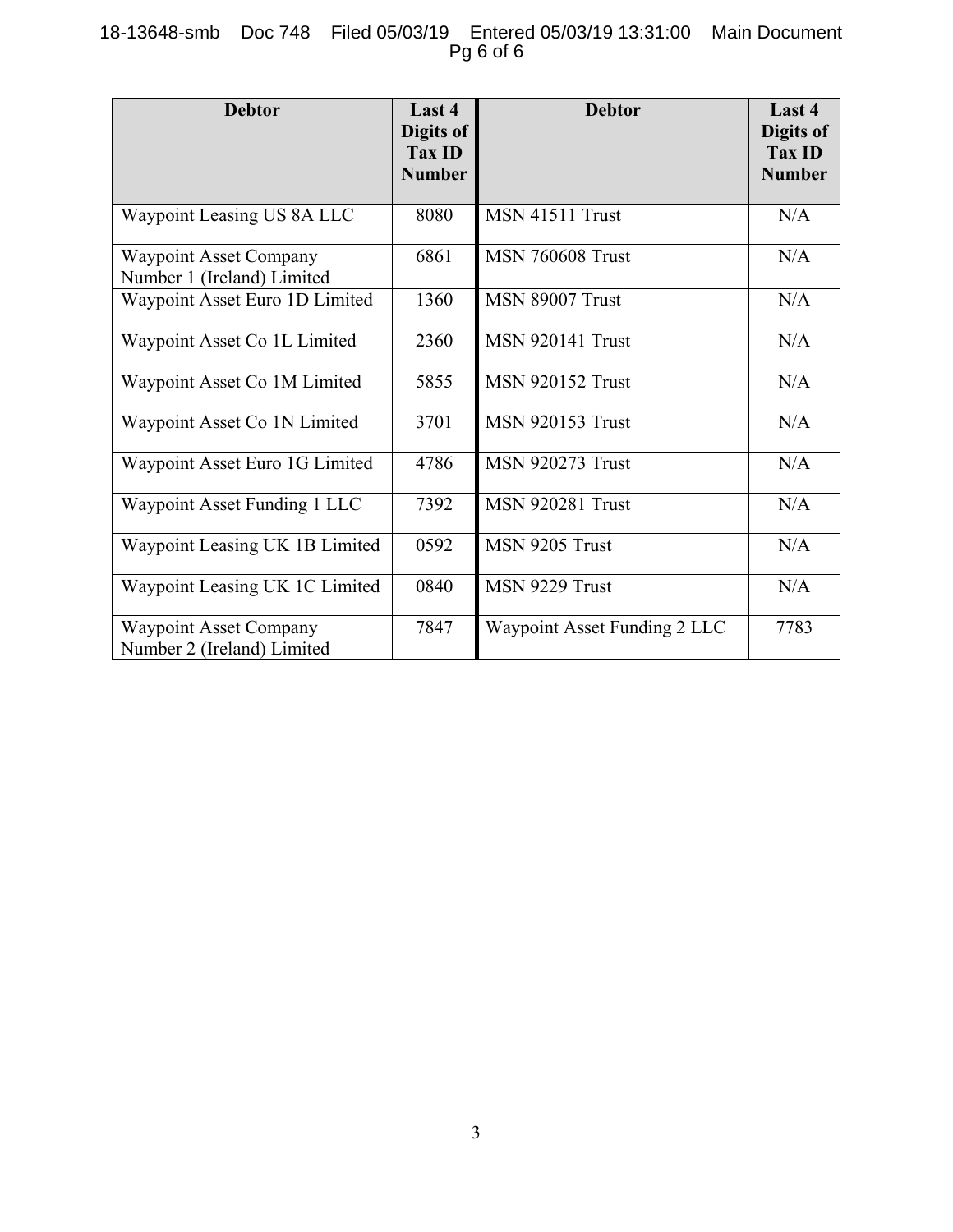| Debtor | Last 4 Digits of Tax ID Number | Debtor | Last 4 Digits of Tax ID Number |
|---|---|---|---|
| Waypoint Leasing US 8A LLC | 8080 | MSN 41511 Trust | N/A |
| Waypoint Asset Company Number 1 (Ireland) Limited | 6861 | MSN 760608 Trust | N/A |
| Waypoint Asset Euro 1D Limited | 1360 | MSN 89007 Trust | N/A |
| Waypoint Asset Co 1L Limited | 2360 | MSN 920141 Trust | N/A |
| Waypoint Asset Co 1M Limited | 5855 | MSN 920152 Trust | N/A |
| Waypoint Asset Co 1N Limited | 3701 | MSN 920153 Trust | N/A |
| Waypoint Asset Euro 1G Limited | 4786 | MSN 920273 Trust | N/A |
| Waypoint Asset Funding 1 LLC | 7392 | MSN 920281 Trust | N/A |
| Waypoint Leasing UK 1B Limited | 0592 | MSN 9205 Trust | N/A |
| Waypoint Leasing UK 1C Limited | 0840 | MSN 9229 Trust | N/A |
| Waypoint Asset Company Number 2 (Ireland) Limited | 7847 | Waypoint Asset Funding 2 LLC | 7783 |